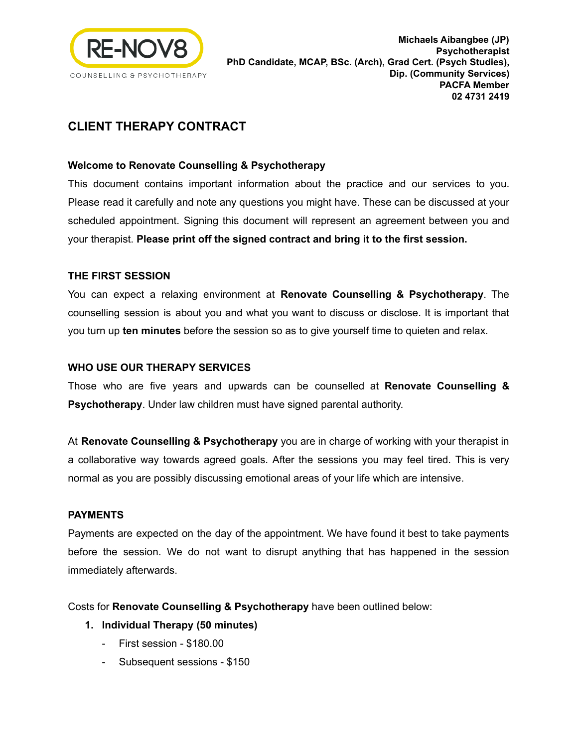RE-NOV8

COUNSELLING & PSYCHOTHERAPY

**Michaels Aibangbee (JP)**
**Psychotherapist**
**PhD Candidate, MCAP, BSc. (Arch), Grad Cert. (Psych Studies),**
**Dip. (Community Services)**
**PACFA Member**
**02 4731 2419**

## CLIENT THERAPY CONTRACT

### Welcome to Renovate Counselling & Psychotherapy

This document contains important information about the practice and our services to you. Please read it carefully and note any questions you might have. These can be discussed at your scheduled appointment. Signing this document will represent an agreement between you and your therapist. **Please print off the signed contract and bring it to the first session.**

### THE FIRST SESSION

You can expect a relaxing environment at **Renovate Counselling & Psychotherapy**. The counselling session is about you and what you want to discuss or disclose. It is important that you turn up **ten minutes** before the session so as to give yourself time to quieten and relax.

### WHO USE OUR THERAPY SERVICES

Those who are five years and upwards can be counselled at **Renovate Counselling & Psychotherapy**. Under law children must have signed parental authority.

At **Renovate Counselling & Psychotherapy** you are in charge of working with your therapist in a collaborative way towards agreed goals. After the sessions you may feel tired. This is very normal as you are possibly discussing emotional areas of your life which are intensive.

### PAYMENTS

Payments are expected on the day of the appointment. We have found it best to take payments before the session. We do not want to disrupt anything that has happened in the session immediately afterwards.

Costs for **Renovate Counselling & Psychotherapy** have been outlined below:

1. **Individual Therapy (50 minutes)**
    - First session - $180.00
    - Subsequent sessions - $150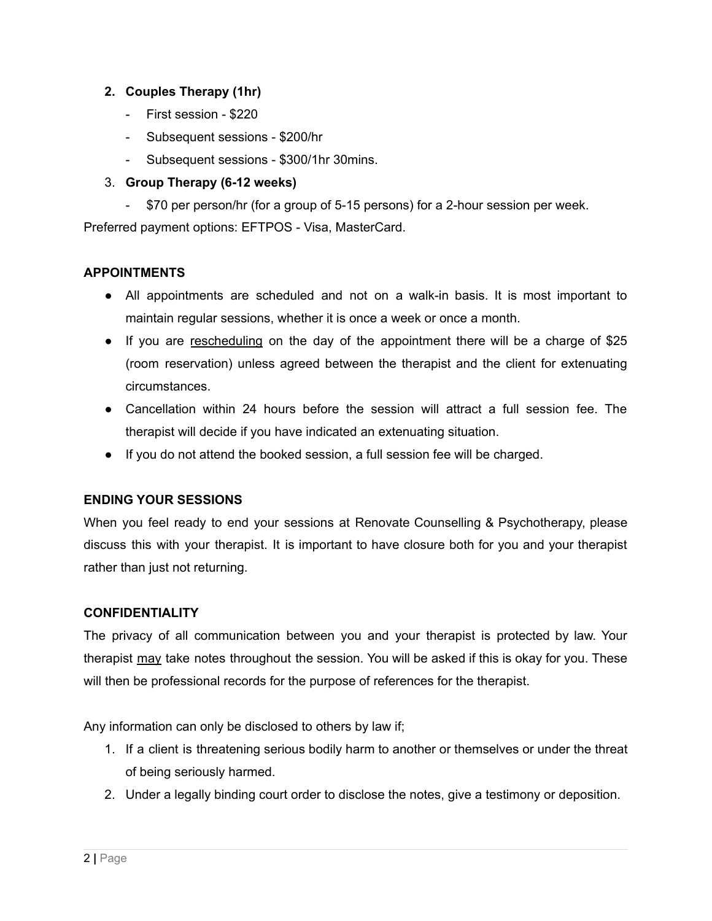2. **Couples Therapy (1hr)**
    - First session - $220
    - Subsequent sessions - $200/hr
    - Subsequent sessions - $300/1hr 30mins.
3. **Group Therapy (6-12 weeks)**
    - $70 per person/hr (for a group of 5-15 persons) for a 2-hour session per week.

Preferred payment options: EFTPOS - Visa, MasterCard.

**APPOINTMENTS**

- All appointments are scheduled and not on a walk-in basis. It is most important to maintain regular sessions, whether it is once a week or once a month.
- If you are rescheduling on the day of the appointment there will be a charge of $25 (room reservation) unless agreed between the therapist and the client for extenuating circumstances.
- Cancellation within 24 hours before the session will attract a full session fee. The therapist will decide if you have indicated an extenuating situation.
- If you do not attend the booked session, a full session fee will be charged.

**ENDING YOUR SESSIONS**

When you feel ready to end your sessions at Renovate Counselling & Psychotherapy, please discuss this with your therapist. It is important to have closure both for you and your therapist rather than just not returning.

**CONFIDENTIALITY**

The privacy of all communication between you and your therapist is protected by law. Your therapist may take notes throughout the session. You will be asked if this is okay for you. These will then be professional records for the purpose of references for the therapist.

Any information can only be disclosed to others by law if;

1. If a client is threatening serious bodily harm to another or themselves or under the threat of being seriously harmed.
2. Under a legally binding court order to disclose the notes, give a testimony or deposition.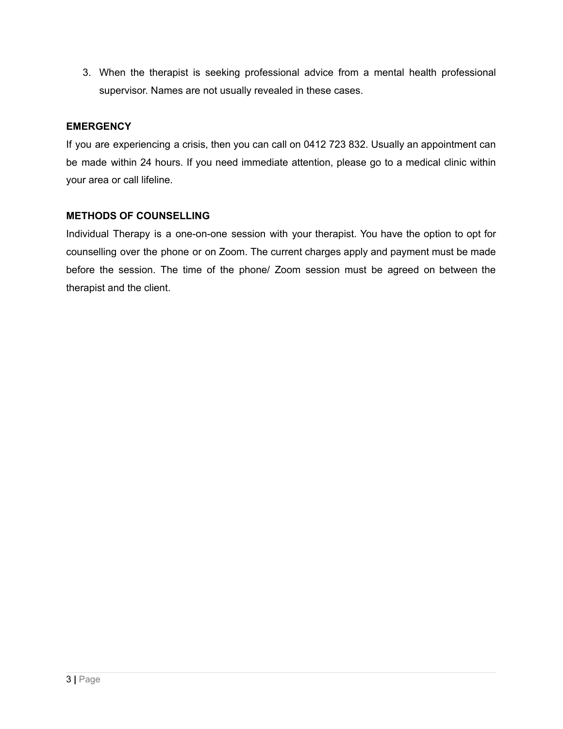3. When the therapist is seeking professional advice from a mental health professional supervisor. Names are not usually revealed in these cases.

**EMERGENCY**

If you are experiencing a crisis, then you can call on 0412 723 832. Usually an appointment can be made within 24 hours. If you need immediate attention, please go to a medical clinic within your area or call lifeline.

**METHODS OF COUNSELLING**

Individual Therapy is a one-on-one session with your therapist. You have the option to opt for counselling over the phone or on Zoom. The current charges apply and payment must be made before the session. The time of the phone/ Zoom session must be agreed on between the therapist and the client.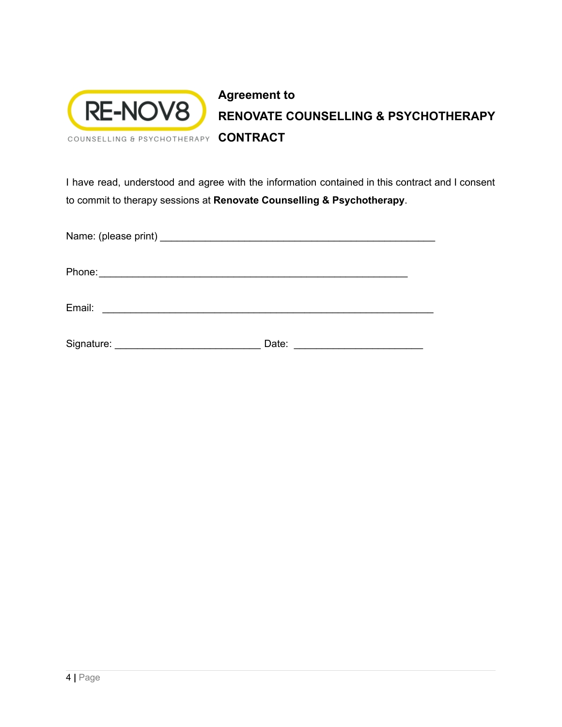RE-NOV8

COUNSELLING & PSYCHOTHERAPY

**Agreement to**
**RENOVATE COUNSELLING & PSYCHOTHERAPY**
**CONTRACT**

I have read, understood and agree with the information contained in this contract and I consent to commit to therapy sessions at **Renovate Counselling & Psychotherapy**.

Name: (please print) ___________________________________________________

Phone:_____________________________________________________________

Email: ______________________________________________________________

Signature: ___________________________ Date: ________________________